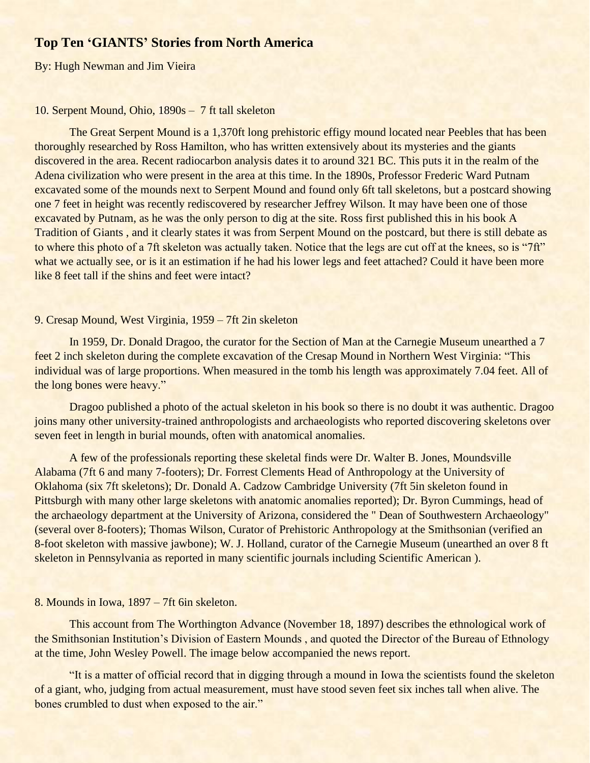## Top Ten 'GIANTS' Stories from North America

By: Hugh Newman and Jim Vieira

10. Serpent Mound, Ohio, 1890s – 7 ft tall skeleton

The Great Serpent Mound is a 1,370ft long prehistoric effigy mound located near Peebles that has been thoroughly researched by Ross Hamilton, who has written extensively about its mysteries and the giants discovered in the area. Recent radiocarbon analysis dates it to around 321 BC. This puts it in the realm of the Adena civilization who were present in the area at this time. In the 1890s, Professor Frederic Ward Putnam excavated some of the mounds next to Serpent Mound and found only 6ft tall skeletons, but a postcard showing one 7 feet in height was recently rediscovered by researcher Jeffrey Wilson. It may have been one of those excavated by Putnam, as he was the only person to dig at the site. Ross first published this in his book A Tradition of Giants , and it clearly states it was from Serpent Mound on the postcard, but there is still debate as to where this photo of a 7ft skeleton was actually taken. Notice that the legs are cut off at the knees, so is "7ft" what we actually see, or is it an estimation if he had his lower legs and feet attached? Could it have been more like 8 feet tall if the shins and feet were intact?

9. Cresap Mound, West Virginia, 1959 – 7ft 2in skeleton

In 1959, Dr. Donald Dragoo, the curator for the Section of Man at the Carnegie Museum unearthed a 7 feet 2 inch skeleton during the complete excavation of the Cresap Mound in Northern West Virginia: "This individual was of large proportions. When measured in the tomb his length was approximately 7.04 feet. All of the long bones were heavy."

Dragoo published a photo of the actual skeleton in his book so there is no doubt it was authentic. Dragoo joins many other university-trained anthropologists and archaeologists who reported discovering skeletons over seven feet in length in burial mounds, often with anatomical anomalies.

A few of the professionals reporting these skeletal finds were Dr. Walter B. Jones, Moundsville Alabama (7ft 6 and many 7-footers); Dr. Forrest Clements Head of Anthropology at the University of Oklahoma (six 7ft skeletons); Dr. Donald A. Cadzow Cambridge University (7ft 5in skeleton found in Pittsburgh with many other large skeletons with anatomic anomalies reported); Dr. Byron Cummings, head of the archaeology department at the University of Arizona, considered the " Dean of Southwestern Archaeology" (several over 8-footers); Thomas Wilson, Curator of Prehistoric Anthropology at the Smithsonian (verified an 8-foot skeleton with massive jawbone); W. J. Holland, curator of the Carnegie Museum (unearthed an over 8 ft skeleton in Pennsylvania as reported in many scientific journals including Scientific American ).

8. Mounds in Iowa, 1897 – 7ft 6in skeleton.

This account from The Worthington Advance (November 18, 1897) describes the ethnological work of the Smithsonian Institution's Division of Eastern Mounds , and quoted the Director of the Bureau of Ethnology at the time, John Wesley Powell. The image below accompanied the news report.

"It is a matter of official record that in digging through a mound in Iowa the scientists found the skeleton of a giant, who, judging from actual measurement, must have stood seven feet six inches tall when alive. The bones crumbled to dust when exposed to the air."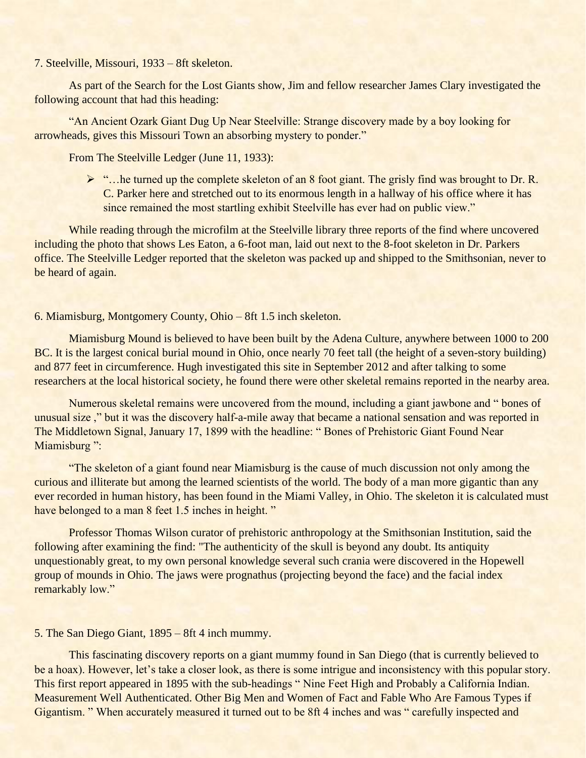7. Steelville, Missouri, 1933 – 8ft skeleton.

As part of the Search for the Lost Giants show, Jim and fellow researcher James Clary investigated the following account that had this heading:

"An Ancient Ozark Giant Dug Up Near Steelville: Strange discovery made by a boy looking for arrowheads, gives this Missouri Town an absorbing mystery to ponder."

From The Steelville Ledger (June 11, 1933):

- "…he turned up the complete skeleton of an 8 foot giant. The grisly find was brought to Dr. R. C. Parker here and stretched out to its enormous length in a hallway of his office where it has since remained the most startling exhibit Steelville has ever had on public view."

While reading through the microfilm at the Steelville library three reports of the find where uncovered including the photo that shows Les Eaton, a 6-foot man, laid out next to the 8-foot skeleton in Dr. Parkers office. The Steelville Ledger reported that the skeleton was packed up and shipped to the Smithsonian, never to be heard of again.

6. Miamisburg, Montgomery County, Ohio – 8ft 1.5 inch skeleton.

Miamisburg Mound is believed to have been built by the Adena Culture, anywhere between 1000 to 200 BC. It is the largest conical burial mound in Ohio, once nearly 70 feet tall (the height of a seven-story building) and 877 feet in circumference. Hugh investigated this site in September 2012 and after talking to some researchers at the local historical society, he found there were other skeletal remains reported in the nearby area.

Numerous skeletal remains were uncovered from the mound, including a giant jawbone and " bones of unusual size ," but it was the discovery half-a-mile away that became a national sensation and was reported in The Middletown Signal, January 17, 1899 with the headline: " Bones of Prehistoric Giant Found Near Miamisburg ":

"The skeleton of a giant found near Miamisburg is the cause of much discussion not only among the curious and illiterate but among the learned scientists of the world. The body of a man more gigantic than any ever recorded in human history, has been found in the Miami Valley, in Ohio. The skeleton it is calculated must have belonged to a man 8 feet 1.5 inches in height. "

Professor Thomas Wilson curator of prehistoric anthropology at the Smithsonian Institution, said the following after examining the find: "The authenticity of the skull is beyond any doubt. Its antiquity unquestionably great, to my own personal knowledge several such crania were discovered in the Hopewell group of mounds in Ohio. The jaws were prognathus (projecting beyond the face) and the facial index remarkably low."

5. The San Diego Giant, 1895 – 8ft 4 inch mummy.

This fascinating discovery reports on a giant mummy found in San Diego (that is currently believed to be a hoax). However, let's take a closer look, as there is some intrigue and inconsistency with this popular story. This first report appeared in 1895 with the sub-headings " Nine Feet High and Probably a California Indian. Measurement Well Authenticated. Other Big Men and Women of Fact and Fable Who Are Famous Types if Gigantism. " When accurately measured it turned out to be 8ft 4 inches and was " carefully inspected and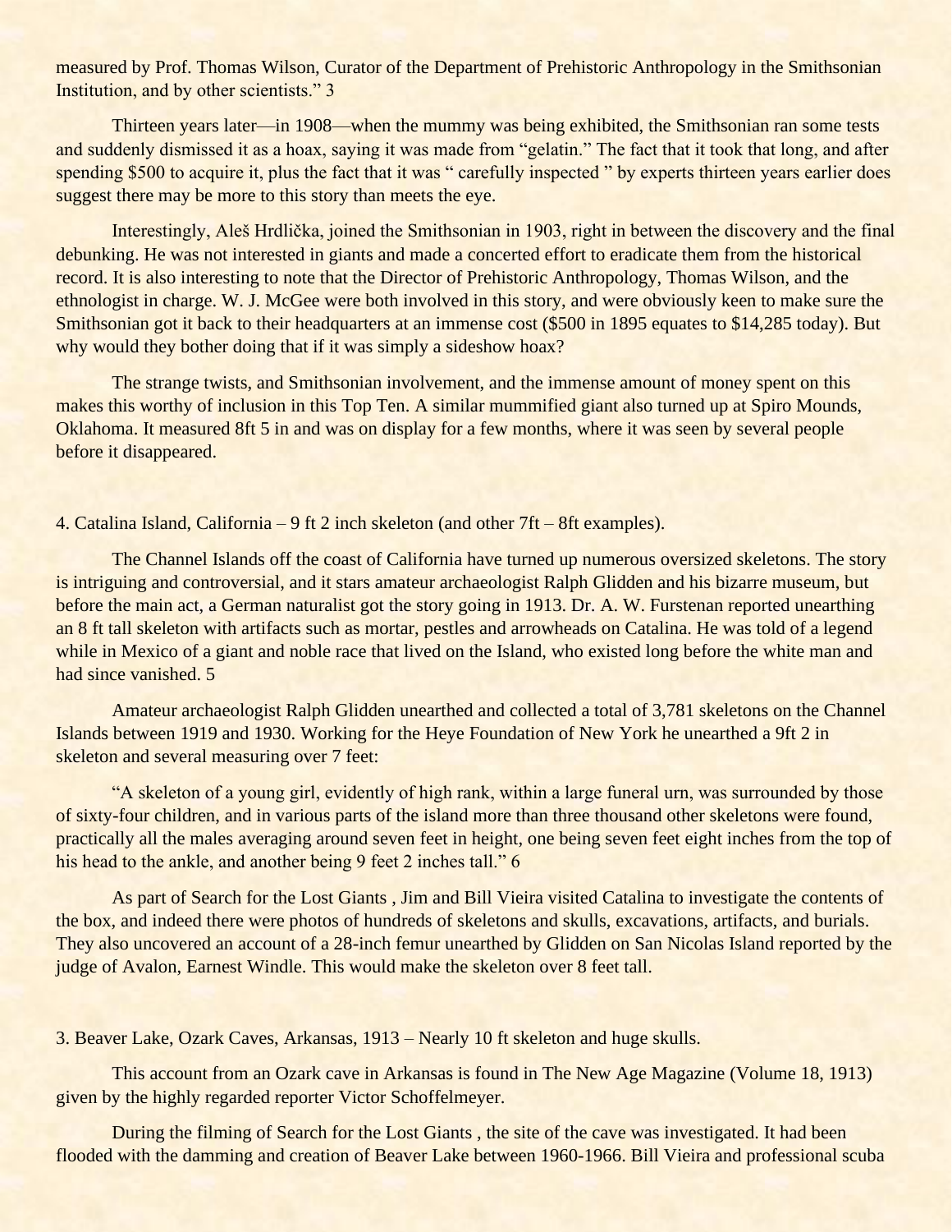measured by Prof. Thomas Wilson, Curator of the Department of Prehistoric Anthropology in the Smithsonian Institution, and by other scientists." 3

Thirteen years later—in 1908—when the mummy was being exhibited, the Smithsonian ran some tests and suddenly dismissed it as a hoax, saying it was made from "gelatin." The fact that it took that long, and after spending $500 to acquire it, plus the fact that it was " carefully inspected " by experts thirteen years earlier does suggest there may be more to this story than meets the eye.

Interestingly, Aleš Hrdlička, joined the Smithsonian in 1903, right in between the discovery and the final debunking. He was not interested in giants and made a concerted effort to eradicate them from the historical record. It is also interesting to note that the Director of Prehistoric Anthropology, Thomas Wilson, and the ethnologist in charge. W. J. McGee were both involved in this story, and were obviously keen to make sure the Smithsonian got it back to their headquarters at an immense cost ($500 in 1895 equates to $14,285 today). But why would they bother doing that if it was simply a sideshow hoax?

The strange twists, and Smithsonian involvement, and the immense amount of money spent on this makes this worthy of inclusion in this Top Ten. A similar mummified giant also turned up at Spiro Mounds, Oklahoma. It measured 8ft 5 in and was on display for a few months, where it was seen by several people before it disappeared.

4. Catalina Island, California – 9 ft 2 inch skeleton (and other 7ft – 8ft examples).

The Channel Islands off the coast of California have turned up numerous oversized skeletons. The story is intriguing and controversial, and it stars amateur archaeologist Ralph Glidden and his bizarre museum, but before the main act, a German naturalist got the story going in 1913. Dr. A. W. Furstenan reported unearthing an 8 ft tall skeleton with artifacts such as mortar, pestles and arrowheads on Catalina. He was told of a legend while in Mexico of a giant and noble race that lived on the Island, who existed long before the white man and had since vanished. 5

Amateur archaeologist Ralph Glidden unearthed and collected a total of 3,781 skeletons on the Channel Islands between 1919 and 1930. Working for the Heye Foundation of New York he unearthed a 9ft 2 in skeleton and several measuring over 7 feet:

"A skeleton of a young girl, evidently of high rank, within a large funeral urn, was surrounded by those of sixty-four children, and in various parts of the island more than three thousand other skeletons were found, practically all the males averaging around seven feet in height, one being seven feet eight inches from the top of his head to the ankle, and another being 9 feet 2 inches tall." 6

As part of Search for the Lost Giants , Jim and Bill Vieira visited Catalina to investigate the contents of the box, and indeed there were photos of hundreds of skeletons and skulls, excavations, artifacts, and burials. They also uncovered an account of a 28-inch femur unearthed by Glidden on San Nicolas Island reported by the judge of Avalon, Earnest Windle. This would make the skeleton over 8 feet tall.

3. Beaver Lake, Ozark Caves, Arkansas, 1913 – Nearly 10 ft skeleton and huge skulls.

This account from an Ozark cave in Arkansas is found in The New Age Magazine (Volume 18, 1913) given by the highly regarded reporter Victor Schoffelmeyer.

During the filming of Search for the Lost Giants , the site of the cave was investigated. It had been flooded with the damming and creation of Beaver Lake between 1960-1966. Bill Vieira and professional scuba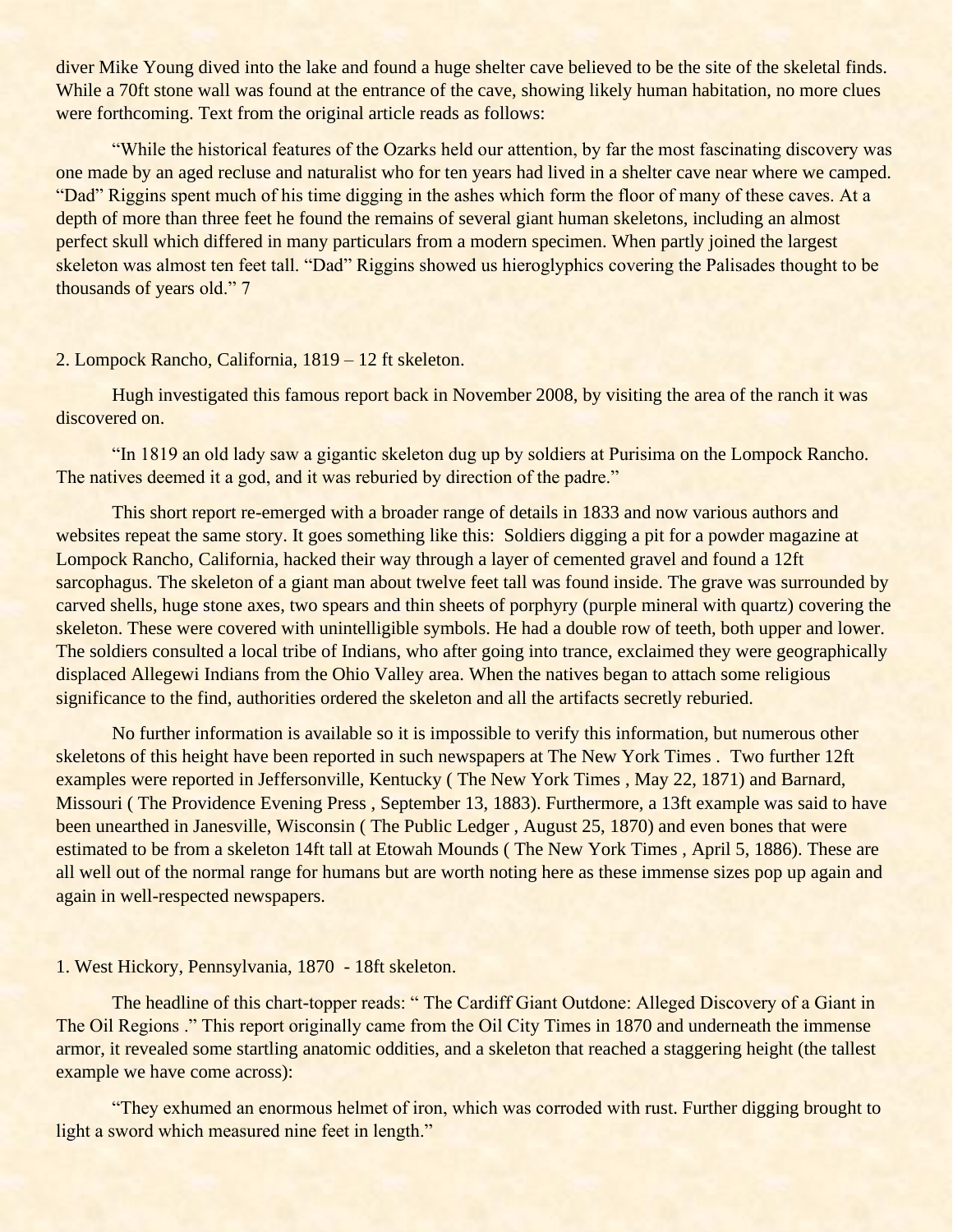diver Mike Young dived into the lake and found a huge shelter cave believed to be the site of the skeletal finds. While a 70ft stone wall was found at the entrance of the cave, showing likely human habitation, no more clues were forthcoming. Text from the original article reads as follows:

"While the historical features of the Ozarks held our attention, by far the most fascinating discovery was one made by an aged recluse and naturalist who for ten years had lived in a shelter cave near where we camped. "Dad" Riggins spent much of his time digging in the ashes which form the floor of many of these caves. At a depth of more than three feet he found the remains of several giant human skeletons, including an almost perfect skull which differed in many particulars from a modern specimen. When partly joined the largest skeleton was almost ten feet tall. "Dad" Riggins showed us hieroglyphics covering the Palisades thought to be thousands of years old." 7

2. Lompock Rancho, California, 1819 – 12 ft skeleton.

Hugh investigated this famous report back in November 2008, by visiting the area of the ranch it was discovered on.

"In 1819 an old lady saw a gigantic skeleton dug up by soldiers at Purisima on the Lompock Rancho. The natives deemed it a god, and it was reburied by direction of the padre."

This short report re-emerged with a broader range of details in 1833 and now various authors and websites repeat the same story. It goes something like this: Soldiers digging a pit for a powder magazine at Lompock Rancho, California, hacked their way through a layer of cemented gravel and found a 12ft sarcophagus. The skeleton of a giant man about twelve feet tall was found inside. The grave was surrounded by carved shells, huge stone axes, two spears and thin sheets of porphyry (purple mineral with quartz) covering the skeleton. These were covered with unintelligible symbols. He had a double row of teeth, both upper and lower. The soldiers consulted a local tribe of Indians, who after going into trance, exclaimed they were geographically displaced Allegewi Indians from the Ohio Valley area. When the natives began to attach some religious significance to the find, authorities ordered the skeleton and all the artifacts secretly reburied.

No further information is available so it is impossible to verify this information, but numerous other skeletons of this height have been reported in such newspapers at The New York Times . Two further 12ft examples were reported in Jeffersonville, Kentucky ( The New York Times , May 22, 1871) and Barnard, Missouri ( The Providence Evening Press , September 13, 1883). Furthermore, a 13ft example was said to have been unearthed in Janesville, Wisconsin ( The Public Ledger , August 25, 1870) and even bones that were estimated to be from a skeleton 14ft tall at Etowah Mounds ( The New York Times , April 5, 1886). These are all well out of the normal range for humans but are worth noting here as these immense sizes pop up again and again in well-respected newspapers.

1. West Hickory, Pennsylvania, 1870 - 18ft skeleton.

The headline of this chart-topper reads: " The Cardiff Giant Outdone: Alleged Discovery of a Giant in The Oil Regions ." This report originally came from the Oil City Times in 1870 and underneath the immense armor, it revealed some startling anatomic oddities, and a skeleton that reached a staggering height (the tallest example we have come across):

"They exhumed an enormous helmet of iron, which was corroded with rust. Further digging brought to light a sword which measured nine feet in length."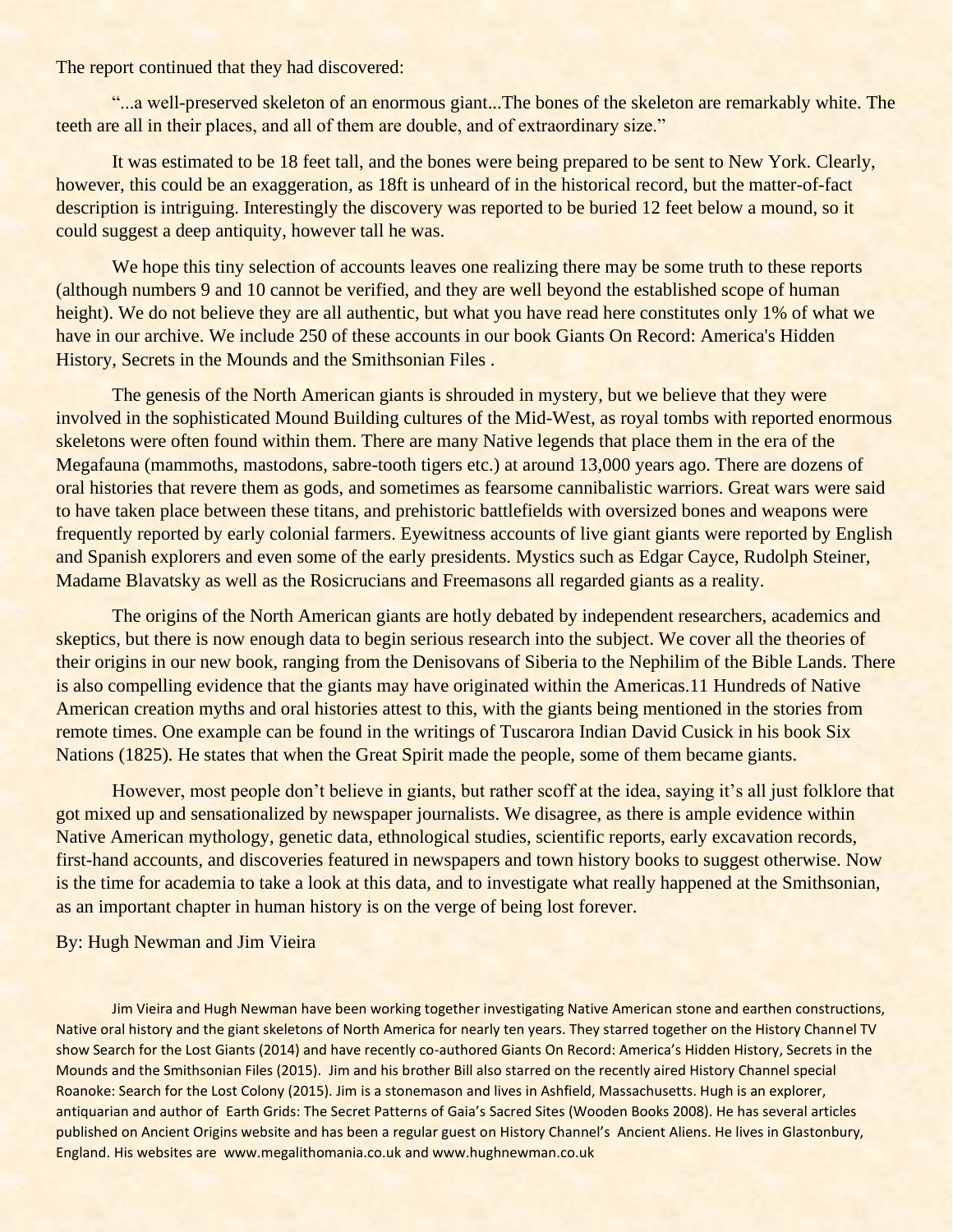The report continued that they had discovered:

> "...a well-preserved skeleton of an enormous giant...The bones of the skeleton are remarkably white. The teeth are all in their places, and all of them are double, and of extraordinary size."

It was estimated to be 18 feet tall, and the bones were being prepared to be sent to New York. Clearly, however, this could be an exaggeration, as 18ft is unheard of in the historical record, but the matter-of-fact description is intriguing. Interestingly the discovery was reported to be buried 12 feet below a mound, so it could suggest a deep antiquity, however tall he was.

We hope this tiny selection of accounts leaves one realizing there may be some truth to these reports (although numbers 9 and 10 cannot be verified, and they are well beyond the established scope of human height). We do not believe they are all authentic, but what you have read here constitutes only 1% of what we have in our archive. We include 250 of these accounts in our book Giants On Record: America's Hidden History, Secrets in the Mounds and the Smithsonian Files .

The genesis of the North American giants is shrouded in mystery, but we believe that they were involved in the sophisticated Mound Building cultures of the Mid-West, as royal tombs with reported enormous skeletons were often found within them. There are many Native legends that place them in the era of the Megafauna (mammoths, mastodons, sabre-tooth tigers etc.) at around 13,000 years ago. There are dozens of oral histories that revere them as gods, and sometimes as fearsome cannibalistic warriors. Great wars were said to have taken place between these titans, and prehistoric battlefields with oversized bones and weapons were frequently reported by early colonial farmers. Eyewitness accounts of live giant giants were reported by English and Spanish explorers and even some of the early presidents. Mystics such as Edgar Cayce, Rudolph Steiner, Madame Blavatsky as well as the Rosicrucians and Freemasons all regarded giants as a reality.

The origins of the North American giants are hotly debated by independent researchers, academics and skeptics, but there is now enough data to begin serious research into the subject. We cover all the theories of their origins in our new book, ranging from the Denisovans of Siberia to the Nephilim of the Bible Lands. There is also compelling evidence that the giants may have originated within the Americas.[11] Hundreds of Native American creation myths and oral histories attest to this, with the giants being mentioned in the stories from remote times. One example can be found in the writings of Tuscarora Indian David Cusick in his book Six Nations (1825). He states that when the Great Spirit made the people, some of them became giants.

However, most people don't believe in giants, but rather scoff at the idea, saying it's all just folklore that got mixed up and sensationalized by newspaper journalists. We disagree, as there is ample evidence within Native American mythology, genetic data, ethnological studies, scientific reports, early excavation records, first-hand accounts, and discoveries featured in newspapers and town history books to suggest otherwise. Now is the time for academia to take a look at this data, and to investigate what really happened at the Smithsonian, as an important chapter in human history is on the verge of being lost forever.

By: Hugh Newman and Jim Vieira

Jim Vieira and Hugh Newman have been working together investigating Native American stone and earthen constructions, Native oral history and the giant skeletons of North America for nearly ten years. They starred together on the History Channel TV show Search for the Lost Giants (2014) and have recently co-authored Giants On Record: America's Hidden History, Secrets in the Mounds and the Smithsonian Files (2015). Jim and his brother Bill also starred on the recently aired History Channel special Roanoke: Search for the Lost Colony (2015). Jim is a stonemason and lives in Ashfield, Massachusetts. Hugh is an explorer, antiquarian and author of Earth Grids: The Secret Patterns of Gaia's Sacred Sites (Wooden Books 2008). He has several articles published on Ancient Origins website and has been a regular guest on History Channel's Ancient Aliens. He lives in Glastonbury, England. His websites are www.megalithomania.co.uk and www.hughnewman.co.uk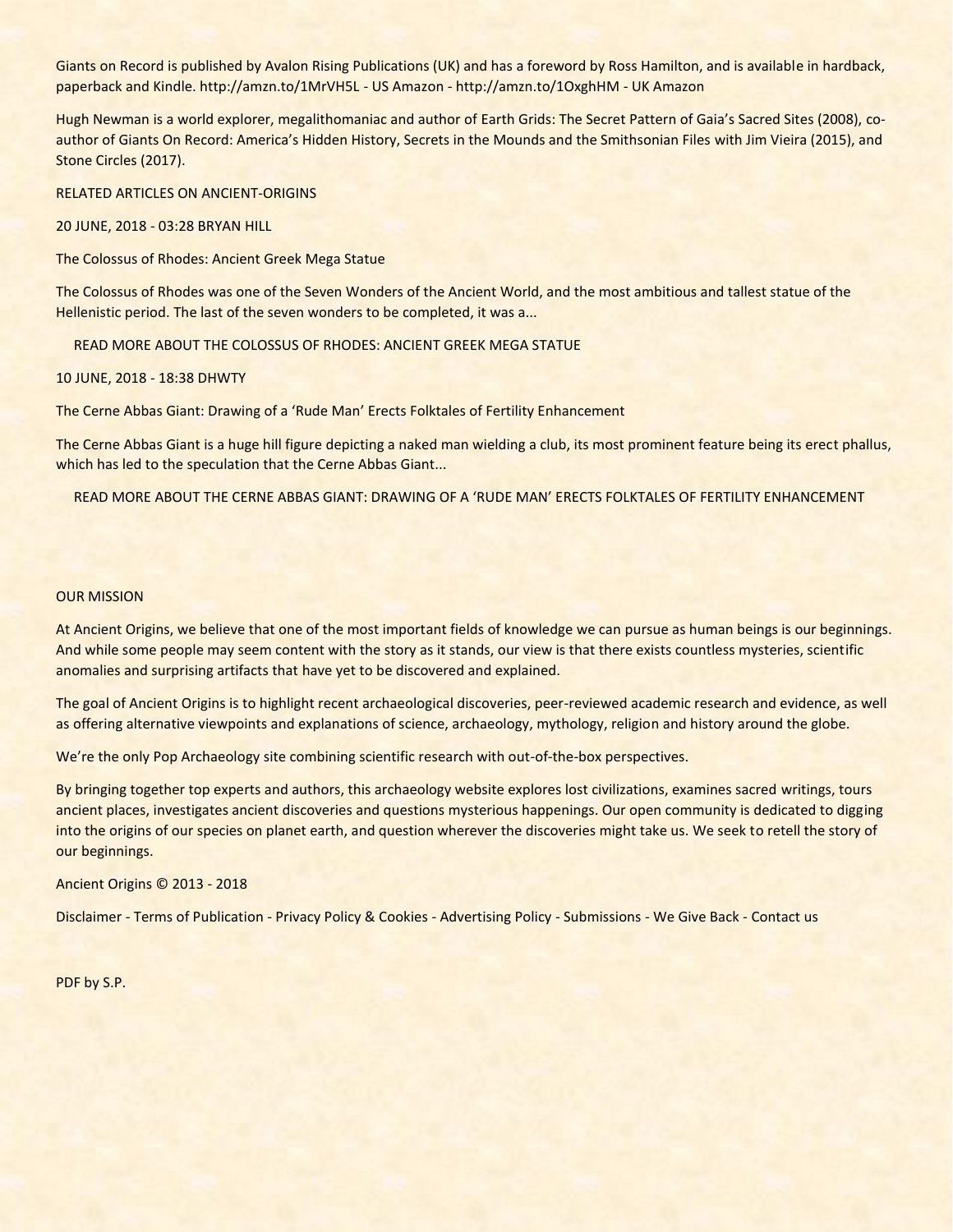Giants on Record is published by Avalon Rising Publications (UK) and has a foreword by Ross Hamilton, and is available in hardback, paperback and Kindle. http://amzn.to/1MrVH5L - US Amazon - http://amzn.to/1OxghHM - UK Amazon

Hugh Newman is a world explorer, megalithomaniac and author of Earth Grids: The Secret Pattern of Gaia's Sacred Sites (2008), co-author of Giants On Record: America's Hidden History, Secrets in the Mounds and the Smithsonian Files with Jim Vieira (2015), and Stone Circles (2017).

RELATED ARTICLES ON ANCIENT-ORIGINS

20 JUNE, 2018 - 03:28 BRYAN HILL

The Colossus of Rhodes: Ancient Greek Mega Statue

The Colossus of Rhodes was one of the Seven Wonders of the Ancient World, and the most ambitious and tallest statue of the Hellenistic period. The last of the seven wonders to be completed, it was a...

READ MORE ABOUT THE COLOSSUS OF RHODES: ANCIENT GREEK MEGA STATUE

10 JUNE, 2018 - 18:38 DHWTY

The Cerne Abbas Giant: Drawing of a 'Rude Man' Erects Folktales of Fertility Enhancement

The Cerne Abbas Giant is a huge hill figure depicting a naked man wielding a club, its most prominent feature being its erect phallus, which has led to the speculation that the Cerne Abbas Giant...

READ MORE ABOUT THE CERNE ABBAS GIANT: DRAWING OF A 'RUDE MAN' ERECTS FOLKTALES OF FERTILITY ENHANCEMENT

OUR MISSION

At Ancient Origins, we believe that one of the most important fields of knowledge we can pursue as human beings is our beginnings. And while some people may seem content with the story as it stands, our view is that there exists countless mysteries, scientific anomalies and surprising artifacts that have yet to be discovered and explained.

The goal of Ancient Origins is to highlight recent archaeological discoveries, peer-reviewed academic research and evidence, as well as offering alternative viewpoints and explanations of science, archaeology, mythology, religion and history around the globe.

We're the only Pop Archaeology site combining scientific research with out-of-the-box perspectives.

By bringing together top experts and authors, this archaeology website explores lost civilizations, examines sacred writings, tours ancient places, investigates ancient discoveries and questions mysterious happenings. Our open community is dedicated to digging into the origins of our species on planet earth, and question wherever the discoveries might take us. We seek to retell the story of our beginnings.

Ancient Origins © 2013 - 2018

Disclaimer - Terms of Publication - Privacy Policy & Cookies - Advertising Policy - Submissions - We Give Back - Contact us

PDF by S.P.